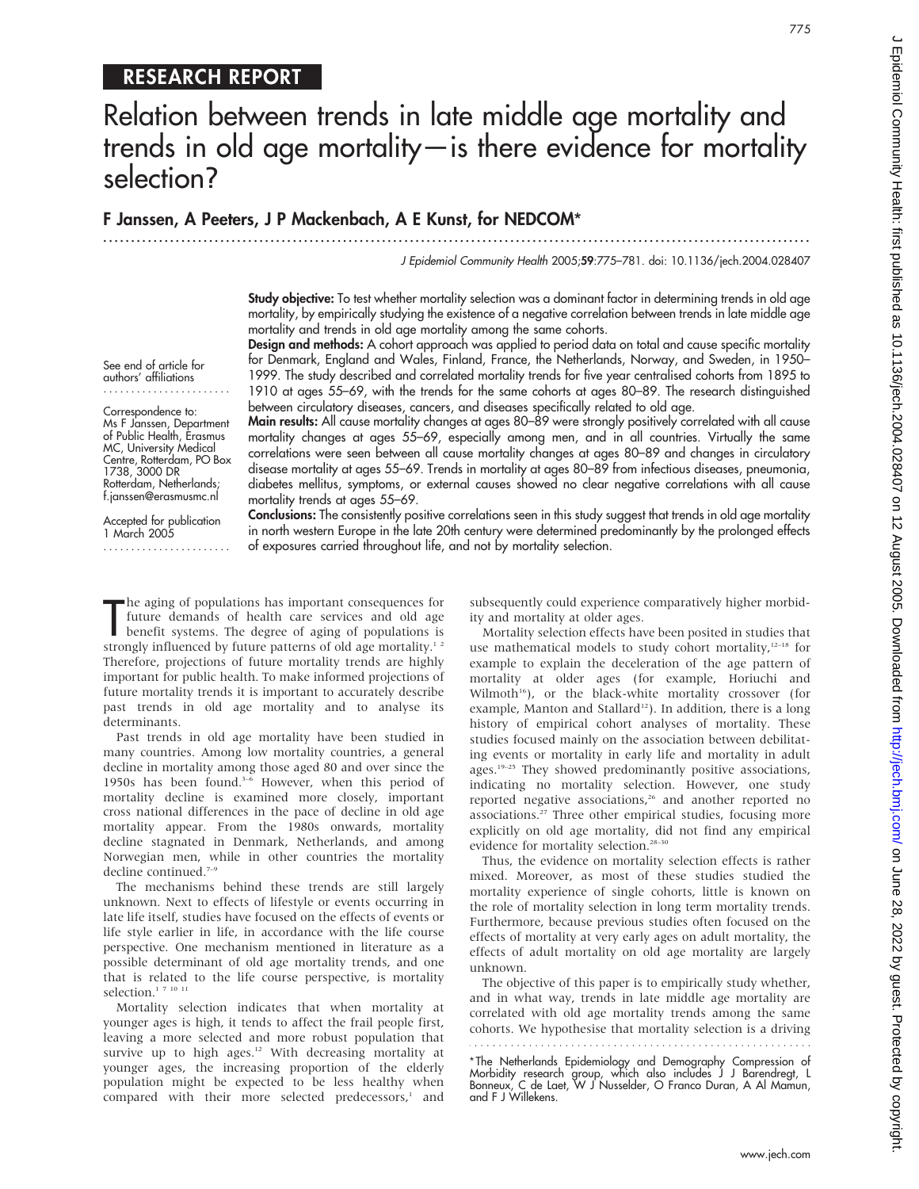RESEARCH REPORT

# Relation between trends in late middle age mortality and trends in old age mortality—is there evidence for mortality selection?

**F Janssen, A Peeters, J P Mackenbach, A E Kunst, for NEDCOM***

J Epidemiol Community Health 2005;59:775–781. doi: 10.1136/jech.2004.028407

See end of article for authors' affiliations

Correspondence to: Ms F Janssen, Department of Public Health, Erasmus MC, University Medical Centre, Rotterdam, PO Box 1738, 3000 DR Rotterdam, Netherlands; f.janssen@erasmusmc.nl

Accepted for publication 1 March 2005

**Study objective:** To test whether mortality selection was a dominant factor in determining trends in old age mortality, by empirically studying the existence of a negative correlation between trends in late middle age mortality and trends in old age mortality among the same cohorts.

**Design and methods:** A cohort approach was applied to period data on total and cause specific mortality for Denmark, England and Wales, Finland, France, the Netherlands, Norway, and Sweden, in 1950–1999. The study described and correlated mortality trends for five year centralised cohorts from 1895 to 1910 at ages 55–69, with the trends for the same cohorts at ages 80–89. The research distinguished between circulatory diseases, cancers, and diseases specifically related to old age.

**Main results:** All cause mortality changes at ages 80–89 were strongly positively correlated with all cause mortality changes at ages 55–69, especially among men, and in all countries. Virtually the same correlations were seen between all cause mortality changes at ages 80–89 and changes in circulatory disease mortality at ages 55–69. Trends in mortality at ages 80–89 from infectious diseases, pneumonia, diabetes mellitus, symptoms, or external causes showed no clear negative correlations with all cause mortality trends at ages 55–69.

**Conclusions:** The consistently positive correlations seen in this study suggest that trends in old age mortality in north western Europe in the late 20th century were determined predominantly by the prolonged effects of exposures carried throughout life, and not by mortality selection.

The aging of populations has important consequences for future demands of health care services and old age benefit systems. The degree of aging of populations is strongly influenced by future patterns of old age mortality.[1 2] Therefore, projections of future mortality trends are highly important for public health. To make informed projections of future mortality trends it is important to accurately describe past trends in old age mortality and to analyse its determinants.

Past trends in old age mortality have been studied in many countries. Among low mortality countries, a general decline in mortality among those aged 80 and over since the 1950s has been found.[3–6] However, when this period of mortality decline is examined more closely, important cross national differences in the pace of decline in old age mortality appear. From the 1980s onwards, mortality decline stagnated in Denmark, Netherlands, and among Norwegian men, while in other countries the mortality decline continued.[7–9]

The mechanisms behind these trends are still largely unknown. Next to effects of lifestyle or events occurring in late life itself, studies have focused on the effects of events or life style earlier in life, in accordance with the life course perspective. One mechanism mentioned in literature as a possible determinant of old age mortality trends, and one that is related to the life course perspective, is mortality selection.[1 7 10 11]

Mortality selection indicates that when mortality at younger ages is high, it tends to affect the frail people first, leaving a more selected and more robust population that survive up to high ages.[12] With decreasing mortality at younger ages, the increasing proportion of the elderly population might be expected to be less healthy when compared with their more selected predecessors,[1] and subsequently could experience comparatively higher morbidity and mortality at older ages.

Mortality selection effects have been posited in studies that use mathematical models to study cohort mortality,[12–18] for example to explain the deceleration of the age pattern of mortality at older ages (for example, Horiuchi and Wilmoth[16]), or the black-white mortality crossover (for example, Manton and Stallard[12]). In addition, there is a long history of empirical cohort analyses of mortality. These studies focused mainly on the association between debilitating events or mortality in early life and mortality in adult ages.[19–25] They showed predominantly positive associations, indicating no mortality selection. However, one study reported negative associations,[26] and another reported no associations.[27] Three other empirical studies, focusing more explicitly on old age mortality, did not find any empirical evidence for mortality selection.[28–30]

Thus, the evidence on mortality selection effects is rather mixed. Moreover, as most of these studies studied the mortality experience of single cohorts, little is known on the role of mortality selection in long term mortality trends. Furthermore, because previous studies often focused on the effects of mortality at very early ages on adult mortality, the effects of adult mortality on old age mortality are largely unknown.

The objective of this paper is to empirically study whether, and in what way, trends in late middle age mortality are correlated with old age mortality trends among the same cohorts. We hypothesise that mortality selection is a driving

*The Netherlands Epidemiology and Demography Compression of Morbidity research group, which also includes J J Barendregt, L Bonneux, C de Laet, W J Nusselder, O Franco Duran, A Al Mamun, and F J Willekens.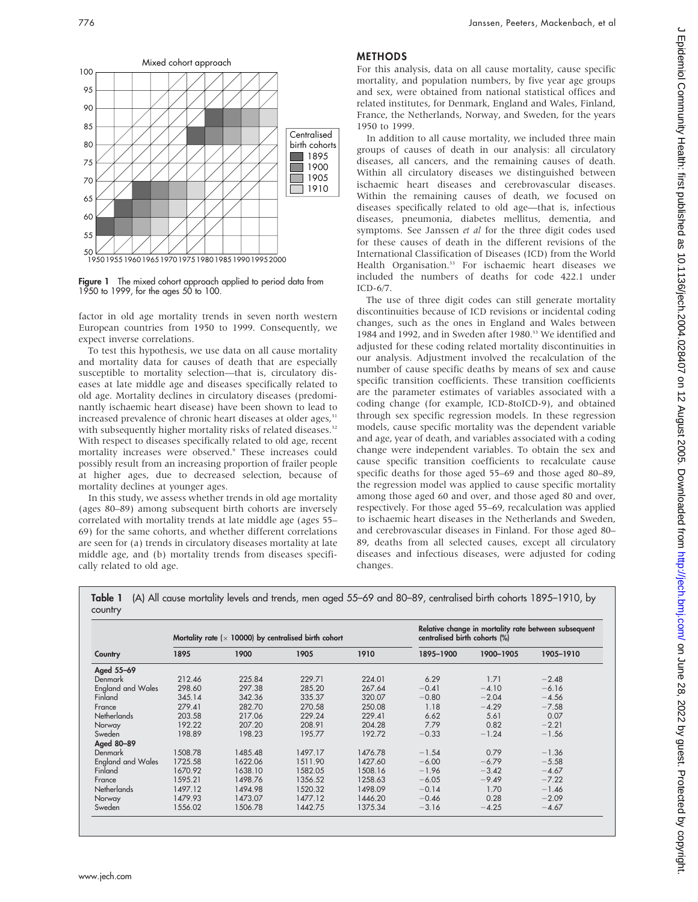Figure 1 The mixed cohort approach applied to period data from 1950 to 1999, for the ages 50 to 100.

factor in old age mortality trends in seven north western European countries from 1950 to 1999. Consequently, we expect inverse correlations.

To test this hypothesis, we use data on all cause mortality and mortality data for causes of death that are especially susceptible to mortality selection—that is, circulatory diseases at late middle age and diseases specifically related to old age. Mortality declines in circulatory diseases (predominantly ischaemic heart disease) have been shown to lead to increased prevalence of chronic heart diseases at older ages,[31] with subsequently higher mortality risks of related diseases.[32] With respect to diseases specifically related to old age, recent mortality increases were observed.[9] These increases could possibly result from an increasing proportion of frailer people at higher ages, due to decreased selection, because of mortality declines at younger ages.

In this study, we assess whether trends in old age mortality (ages 80–89) among subsequent birth cohorts are inversely correlated with mortality trends at late middle age (ages 55–69) for the same cohorts, and whether different correlations are seen for (a) trends in circulatory diseases mortality at late middle age, and (b) mortality trends from diseases specifically related to old age.

## METHODS

For this analysis, data on all cause mortality, cause specific mortality, and population numbers, by five year age groups and sex, were obtained from national statistical offices and related institutes, for Denmark, England and Wales, Finland, France, the Netherlands, Norway, and Sweden, for the years 1950 to 1999.

In addition to all cause mortality, we included three main groups of causes of death in our analysis: all circulatory diseases, all cancers, and the remaining causes of death. Within all circulatory diseases we distinguished between ischaemic heart diseases and cerebrovascular diseases. Within the remaining causes of death, we focused on diseases specifically related to old age—that is, infectious diseases, pneumonia, diabetes mellitus, dementia, and symptoms. See Janssen *et al* for the three digit codes used for these causes of death in the different revisions of the International Classification of Diseases (ICD) from the World Health Organisation.[33] For ischaemic heart diseases we included the numbers of deaths for code 422.1 under ICD-6/7.

The use of three digit codes can still generate mortality discontinuities because of ICD revisions or incidental coding changes, such as the ones in England and Wales between 1984 and 1992, and in Sweden after 1980.[33] We identified and adjusted for these coding related mortality discontinuities in our analysis. Adjustment involved the recalculation of the number of cause specific deaths by means of sex and cause specific transition coefficients. These transition coefficients are the parameter estimates of variables associated with a coding change (for example, ICD-8toICD-9), and obtained through sex specific regression models. In these regression models, cause specific mortality was the dependent variable and age, year of death, and variables associated with a coding change were independent variables. To obtain the sex and cause specific transition coefficients to recalculate cause specific deaths for those aged 55–69 and those aged 80–89, the regression model was applied to cause specific mortality among those aged 60 and over, and those aged 80 and over, respectively. For those aged 55–69, recalculation was applied to ischaemic heart diseases in the Netherlands and Sweden, and cerebrovascular diseases in Finland. For those aged 80–89, deaths from all selected causes, except all circulatory diseases and infectious diseases, were adjusted for coding changes.

**Table 1** (A) All cause mortality levels and trends, men aged 55–69 and 80–89, centralised birth cohorts 1895–1910, by country

| Country | Mortality rate (× 10000) by centralised birth cohort | | | | Relative change in mortality rate between subsequent centralised birth cohorts (%) | | |
|---|---|---|---|---|---|---|---|
| | 1895 | 1900 | 1905 | 1910 | 1895–1900 | 1900–1905 | 1905–1910 |
| **Aged 55–69** | | | | | | | |
| Denmark | 212.46 | 225.84 | 229.71 | 224.01 | 6.29 | 1.71 | −2.48 |
| England and Wales | 298.60 | 297.38 | 285.20 | 267.64 | −0.41 | −4.10 | −6.16 |
| Finland | 345.14 | 342.36 | 335.37 | 320.07 | −0.80 | −2.04 | −4.56 |
| France | 279.41 | 282.70 | 270.58 | 250.08 | 1.18 | −4.29 | −7.58 |
| Netherlands | 203.58 | 217.06 | 229.24 | 229.41 | 6.62 | 5.61 | 0.07 |
| Norway | 192.22 | 207.20 | 208.91 | 204.28 | 7.79 | 0.82 | −2.21 |
| Sweden | 198.89 | 198.23 | 195.77 | 192.72 | −0.33 | −1.24 | −1.56 |
| **Aged 80–89** | | | | | | | |
| Denmark | 1508.78 | 1485.48 | 1497.17 | 1476.78 | −1.54 | 0.79 | −1.36 |
| England and Wales | 1725.58 | 1622.06 | 1511.90 | 1427.60 | −6.00 | −6.79 | −5.58 |
| Finland | 1670.92 | 1638.10 | 1582.05 | 1508.16 | −1.96 | −3.42 | −4.67 |
| France | 1595.21 | 1498.76 | 1356.52 | 1258.63 | −6.05 | −9.49 | −7.22 |
| Netherlands | 1497.12 | 1494.98 | 1520.32 | 1498.09 | −0.14 | 1.70 | −1.46 |
| Norway | 1479.93 | 1473.07 | 1477.12 | 1446.20 | −0.46 | 0.28 | −2.09 |
| Sweden | 1556.02 | 1506.78 | 1442.75 | 1375.34 | −3.16 | −4.25 | −4.67 |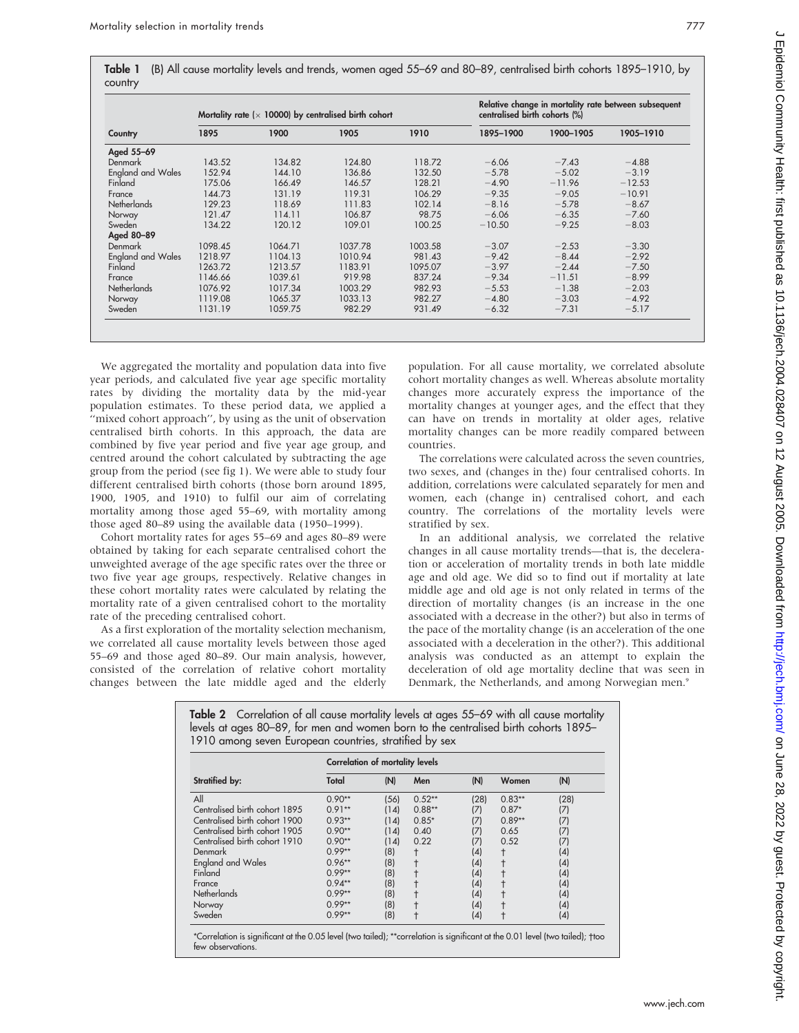**Table 1** (B) All cause mortality levels and trends, women aged 55–69 and 80–89, centralised birth cohorts 1895–1910, by country

| Country | Mortality rate (× 10000) by centralised birth cohort | | | | Relative change in mortality rate between subsequent centralised birth cohorts (%) | | |
|---|---|---|---|---|---|---|---|
| | 1895 | 1900 | 1905 | 1910 | 1895–1900 | 1900–1905 | 1905–1910 |
| **Aged 55–69** | | | | | | | |
| Denmark | 143.52 | 134.82 | 124.80 | 118.72 | −6.06 | −7.43 | −4.88 |
| England and Wales | 152.94 | 144.10 | 136.86 | 132.50 | −5.78 | −5.02 | −3.19 |
| Finland | 175.06 | 166.49 | 146.57 | 128.21 | −4.90 | −11.96 | −12.53 |
| France | 144.73 | 131.19 | 119.31 | 106.29 | −9.35 | −9.05 | −10.91 |
| Netherlands | 129.23 | 118.69 | 111.83 | 102.14 | −8.16 | −5.78 | −8.67 |
| Norway | 121.47 | 114.11 | 106.87 | 98.75 | −6.06 | −6.35 | −7.60 |
| Sweden | 134.22 | 120.12 | 109.01 | 100.25 | −10.50 | −9.25 | −8.03 |
| **Aged 80–89** | | | | | | | |
| Denmark | 1098.45 | 1064.71 | 1037.78 | 1003.58 | −3.07 | −2.53 | −3.30 |
| England and Wales | 1218.97 | 1104.13 | 1010.94 | 981.43 | −9.42 | −8.44 | −2.92 |
| Finland | 1263.72 | 1213.57 | 1183.91 | 1095.07 | −3.97 | −2.44 | −7.50 |
| France | 1146.66 | 1039.61 | 919.98 | 837.24 | −9.34 | −11.51 | −8.99 |
| Netherlands | 1076.92 | 1017.34 | 1003.29 | 982.93 | −5.53 | −1.38 | −2.03 |
| Norway | 1119.08 | 1065.37 | 1033.13 | 982.27 | −4.80 | −3.03 | −4.92 |
| Sweden | 1131.19 | 1059.75 | 982.29 | 931.49 | −6.32 | −7.31 | −5.17 |

We aggregated the mortality and population data into five year periods, and calculated five year age specific mortality rates by dividing the mortality data by the mid-year population estimates. To these period data, we applied a "mixed cohort approach", by using as the unit of observation centralised birth cohorts. In this approach, the data are combined by five year period and five year age group, and centred around the cohort calculated by subtracting the age group from the period (see fig 1). We were able to study four different centralised birth cohorts (those born around 1895, 1900, 1905, and 1910) to fulfil our aim of correlating mortality among those aged 55–69, with mortality among those aged 80–89 using the available data (1950–1999).

Cohort mortality rates for ages 55–69 and ages 80–89 were obtained by taking for each separate centralised cohort the unweighted average of the age specific rates over the three or two five year age groups, respectively. Relative changes in these cohort mortality rates were calculated by relating the mortality rate of a given centralised cohort to the mortality rate of the preceding centralised cohort.

As a first exploration of the mortality selection mechanism, we correlated all cause mortality levels between those aged 55–69 and those aged 80–89. Our main analysis, however, consisted of the correlation of relative cohort mortality changes between the late middle aged and the elderly population. For all cause mortality, we correlated absolute cohort mortality changes as well. Whereas absolute mortality changes more accurately express the importance of the mortality changes at younger ages, and the effect that they can have on trends in mortality at older ages, relative mortality changes can be more readily compared between countries.

The correlations were calculated across the seven countries, two sexes, and (changes in the) four centralised cohorts. In addition, correlations were calculated separately for men and women, each (change in) centralised cohort, and each country. The correlations of the mortality levels were stratified by sex.

In an additional analysis, we correlated the relative changes in all cause mortality trends—that is, the deceleration or acceleration of mortality trends in both late middle age and old age. We did so to find out if mortality at late middle age and old age is not only related in terms of the direction of mortality changes (is an increase in the one associated with a decrease in the other?) but also in terms of the pace of the mortality change (is an acceleration of the one associated with a deceleration in the other?). This additional analysis was conducted as an attempt to explain the deceleration of old age mortality decline that was seen in Denmark, the Netherlands, and among Norwegian men.[9]

**Table 2** Correlation of all cause mortality levels at ages 55–69 with all cause mortality levels at ages 80–89, for men and women born to the centralised birth cohorts 1895–1910 among seven European countries, stratified by sex

| Stratified by: | Correlation of mortality levels | | | | | |
|---|---|---|---|---|---|---|
| | Total | (N) | Men | (N) | Women | (N) |
| All | 0.90** | (56) | 0.52** | (28) | 0.83** | (28) |
| Centralised birth cohort 1895 | 0.91** | (14) | 0.88** | (7) | 0.87* | (7) |
| Centralised birth cohort 1900 | 0.93** | (14) | 0.85* | (7) | 0.89** | (7) |
| Centralised birth cohort 1905 | 0.90** | (14) | 0.40 | (7) | 0.65 | (7) |
| Centralised birth cohort 1910 | 0.90** | (14) | 0.22 | (7) | 0.52 | (7) |
| Denmark | 0.99** | (8) | † | (4) | † | (4) |
| England and Wales | 0.96** | (8) | † | (4) | † | (4) |
| Finland | 0.99** | (8) | † | (4) | † | (4) |
| France | 0.94** | (8) | † | (4) | † | (4) |
| Netherlands | 0.99** | (8) | † | (4) | † | (4) |
| Norway | 0.99** | (8) | † | (4) | † | (4) |
| Sweden | 0.99** | (8) | † | (4) | † | (4) |

*Correlation is significant at the 0.05 level (two tailed); **correlation is significant at the 0.01 level (two tailed); †too few observations.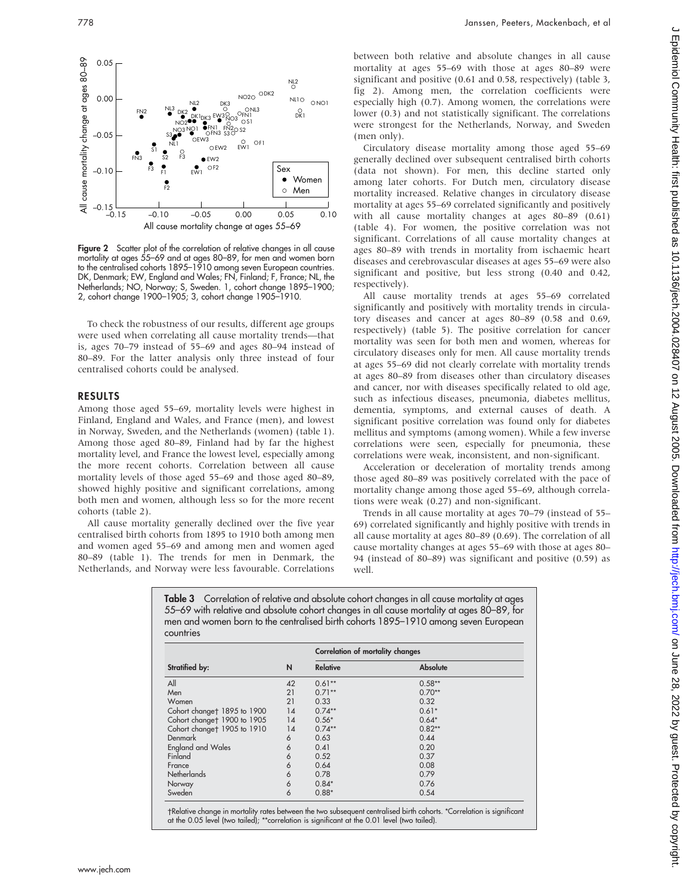Figure 2 Scatter plot of the correlation of relative changes in all cause mortality at ages 55–69 and at ages 80–89, for men and women born to the centralised cohorts 1895–1910 among seven European countries. DK, Denmark; EW, England and Wales; FN, Finland; F, France; NL, the Netherlands; NO, Norway; S, Sweden. 1, cohort change 1895–1900; 2, cohort change 1900–1905; 3, cohort change 1905–1910.

To check the robustness of our results, different age groups were used when correlating all cause mortality trends—that is, ages 70–79 instead of 55–69 and ages 80–94 instead of 80–89. For the latter analysis only three instead of four centralised cohorts could be analysed.

## RESULTS

Among those aged 55–69, mortality levels were highest in Finland, England and Wales, and France (men), and lowest in Norway, Sweden, and the Netherlands (women) (table 1). Among those aged 80–89, Finland had by far the highest mortality level, and France the lowest level, especially among the more recent cohorts. Correlation between all cause mortality levels of those aged 55–69 and those aged 80–89, showed highly positive and significant correlations, among both men and women, although less so for the more recent cohorts (table 2).

All cause mortality generally declined over the five year centralised birth cohorts from 1895 to 1910 both among men and women aged 55–69 and among men and women aged 80–89 (table 1). The trends for men in Denmark, the Netherlands, and Norway were less favourable. Correlations between both relative and absolute changes in all cause mortality at ages 55–69 with those at ages 80–89 were significant and positive (0.61 and 0.58, respectively) (table 3, fig 2). Among men, the correlation coefficients were especially high (0.7). Among women, the correlations were lower (0.3) and not statistically significant. The correlations were strongest for the Netherlands, Norway, and Sweden (men only).

Circulatory disease mortality among those aged 55–69 generally declined over subsequent centralised birth cohorts (data not shown). For men, this decline started only among later cohorts. For Dutch men, circulatory disease mortality increased. Relative changes in circulatory disease mortality at ages 55–69 correlated significantly and positively with all cause mortality changes at ages 80–89 (0.61) (table 4). For women, the positive correlation was not significant. Correlations of all cause mortality changes at ages 80–89 with trends in mortality from ischaemic heart diseases and cerebrovascular diseases at ages 55–69 were also significant and positive, but less strong (0.40 and 0.42, respectively).

All cause mortality trends at ages 55–69 correlated significantly and positively with mortality trends in circulatory diseases and cancer at ages 80–89 (0.58 and 0.69, respectively) (table 5). The positive correlation for cancer mortality was seen for both men and women, whereas for circulatory diseases only for men. All cause mortality trends at ages 55–69 did not clearly correlate with mortality trends at ages 80–89 from diseases other than circulatory diseases and cancer, nor with diseases specifically related to old age, such as infectious diseases, pneumonia, diabetes mellitus, dementia, symptoms, and external causes of death. A significant positive correlation was found only for diabetes mellitus and symptoms (among women). While a few inverse correlations were seen, especially for pneumonia, these correlations were weak, inconsistent, and non-significant.

Acceleration or deceleration of mortality trends among those aged 80–89 was positively correlated with the pace of mortality change among those aged 55–69, although correlations were weak (0.27) and non-significant.

Trends in all cause mortality at ages 70–79 (instead of 55–69) correlated significantly and highly positive with trends in all cause mortality at ages 80–89 (0.69). The correlation of all cause mortality changes at ages 55–69 with those at ages 80–94 (instead of 80–89) was significant and positive (0.59) as well.

**Table 3** Correlation of relative and absolute cohort changes in all cause mortality at ages 55–69 with relative and absolute cohort changes in all cause mortality at ages 80–89, for men and women born to the centralised birth cohorts 1895–1910 among seven European countries

| Stratified by: | N | Correlation of mortality changes | |
|---|---|---|---|
| | | Relative | Absolute |
| All | 42 | 0.61** | 0.58** |
| Men | 21 | 0.71** | 0.70** |
| Women | 21 | 0.33 | 0.32 |
| Cohort change† 1895 to 1900 | 14 | 0.74** | 0.61* |
| Cohort change† 1900 to 1905 | 14 | 0.56* | 0.64* |
| Cohort change† 1905 to 1910 | 14 | 0.74** | 0.82** |
| Denmark | 6 | 0.63 | 0.44 |
| England and Wales | 6 | 0.41 | 0.20 |
| Finland | 6 | 0.52 | 0.37 |
| France | 6 | 0.64 | 0.08 |
| Netherlands | 6 | 0.78 | 0.79 |
| Norway | 6 | 0.84* | 0.76 |
| Sweden | 6 | 0.88* | 0.54 |

†Relative change in mortality rates between the two subsequent centralised birth cohorts. *Correlation is significant at the 0.05 level (two tailed); **correlation is significant at the 0.01 level (two tailed).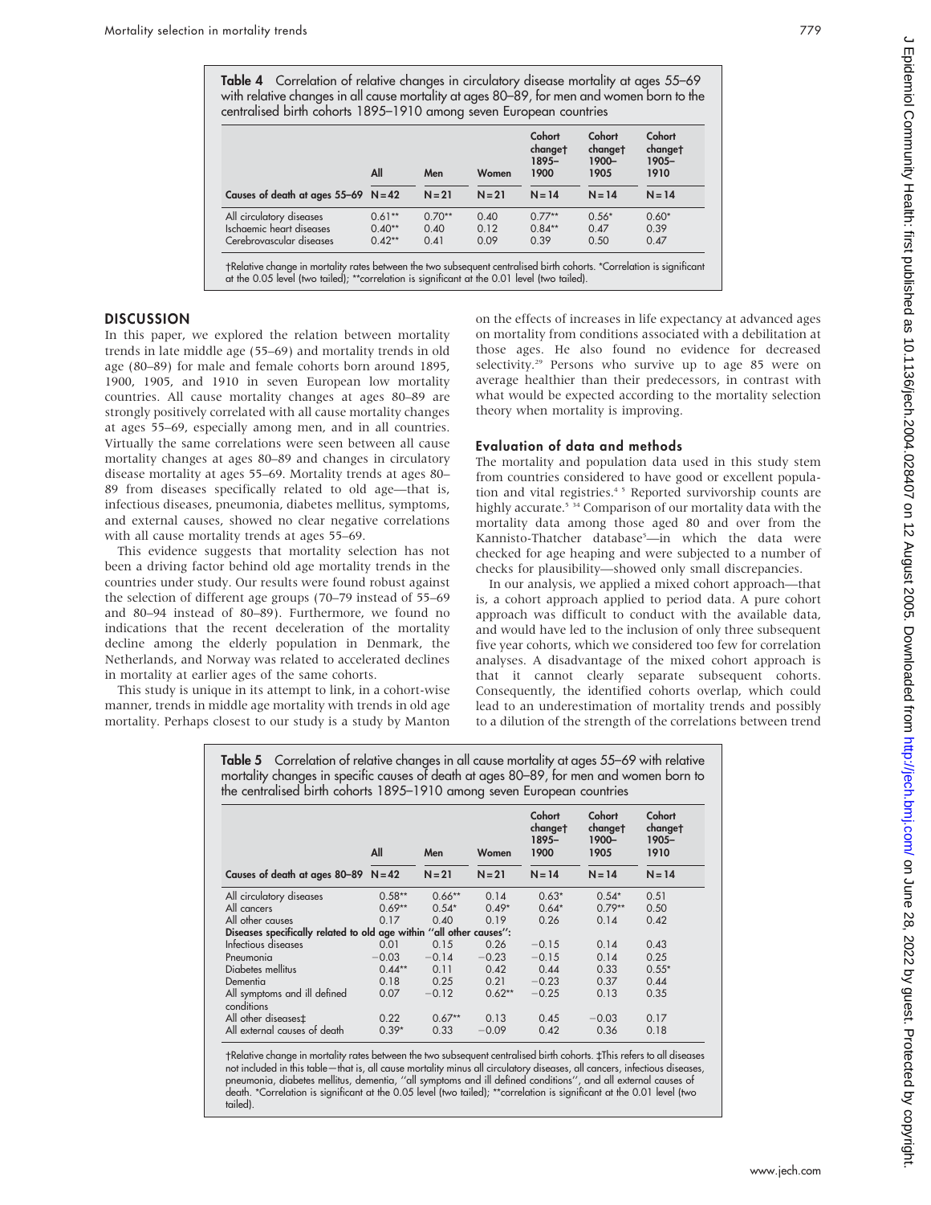**Table 4** Correlation of relative changes in circulatory disease mortality at ages 55–69 with relative changes in all cause mortality at ages 80–89, for men and women born to the centralised birth cohorts 1895–1910 among seven European countries

| Causes of death at ages 55–69 | All<br>N = 42 | Men<br>N = 21 | Women<br>N = 21 | Cohort change† 1895–1900<br>N = 14 | Cohort change† 1900–1905<br>N = 14 | Cohort change† 1905–1910<br>N = 14 |
|---|---|---|---|---|---|---|
| All circulatory diseases | 0.61** | 0.70** | 0.40 | 0.77** | 0.56* | 0.60* |
| Ischaemic heart diseases | 0.40** | 0.40 | 0.12 | 0.84** | 0.47 | 0.39 |
| Cerebrovascular diseases | 0.42** | 0.41 | 0.09 | 0.39 | 0.50 | 0.47 |

†Relative change in mortality rates between the two subsequent centralised birth cohorts. *Correlation is significant at the 0.05 level (two tailed); **correlation is significant at the 0.01 level (two tailed).

## DISCUSSION

In this paper, we explored the relation between mortality trends in late middle age (55–69) and mortality trends in old age (80–89) for male and female cohorts born around 1895, 1900, 1905, and 1910 in seven European low mortality countries. All cause mortality changes at ages 80–89 are strongly positively correlated with all cause mortality changes at ages 55–69, especially among men, and in all countries. Virtually the same correlations were seen between all cause mortality changes at ages 80–89 and changes in circulatory disease mortality at ages 55–69. Mortality trends at ages 80–89 from diseases specifically related to old age—that is, infectious diseases, pneumonia, diabetes mellitus, symptoms, and external causes, showed no clear negative correlations with all cause mortality trends at ages 55–69.

This evidence suggests that mortality selection has not been a driving factor behind old age mortality trends in the countries under study. Our results were found robust against the selection of different age groups (70–79 instead of 55–69 and 80–94 instead of 80–89). Furthermore, we found no indications that the recent deceleration of the mortality decline among the elderly population in Denmark, the Netherlands, and Norway was related to accelerated declines in mortality at earlier ages of the same cohorts.

This study is unique in its attempt to link, in a cohort-wise manner, trends in middle age mortality with trends in old age mortality. Perhaps closest to our study is a study by Manton on the effects of increases in life expectancy at advanced ages on mortality from conditions associated with a debilitation at those ages. He also found no evidence for decreased selectivity.[29] Persons who survive up to age 85 were on average healthier than their predecessors, in contrast with what would be expected according to the mortality selection theory when mortality is improving.

### Evaluation of data and methods

The mortality and population data used in this study stem from countries considered to have good or excellent population and vital registries.[4 5] Reported survivorship counts are highly accurate.[5 34] Comparison of our mortality data with the mortality data among those aged 80 and over from the Kannisto-Thatcher database[5]—in which the data were checked for age heaping and were subjected to a number of checks for plausibility—showed only small discrepancies.

In our analysis, we applied a mixed cohort approach—that is, a cohort approach applied to period data. A pure cohort approach was difficult to conduct with the available data, and would have led to the inclusion of only three subsequent five year cohorts, which we considered too few for correlation analyses. A disadvantage of the mixed cohort approach is that it cannot clearly separate subsequent cohorts. Consequently, the identified cohorts overlap, which could lead to an underestimation of mortality trends and possibly to a dilution of the strength of the correlations between trend

**Table 5** Correlation of relative changes in all cause mortality at ages 55–69 with relative mortality changes in specific causes of death at ages 80–89, for men and women born to the centralised birth cohorts 1895–1910 among seven European countries

| Causes of death at ages 80–89 | All<br>N = 42 | Men<br>N = 21 | Women<br>N = 21 | Cohort change† 1895–1900<br>N = 14 | Cohort change† 1900–1905<br>N = 14 | Cohort change† 1905–1910<br>N = 14 |
|---|---|---|---|---|---|---|
| All circulatory diseases | 0.58** | 0.66** | 0.14 | 0.63* | 0.54* | 0.51 |
| All cancers | 0.69** | 0.54* | 0.49* | 0.64* | 0.79** | 0.50 |
| All other causes | 0.17 | 0.40 | 0.19 | 0.26 | 0.14 | 0.42 |
| Diseases specifically related to old age within "all other causes": | | | | | | |
| Infectious diseases | 0.01 | 0.15 | 0.26 | −0.15 | 0.14 | 0.43 |
| Pneumonia | −0.03 | −0.14 | −0.23 | −0.15 | 0.14 | 0.25 |
| Diabetes mellitus | 0.44** | 0.11 | 0.42 | 0.44 | 0.33 | 0.55* |
| Dementia | 0.18 | 0.25 | 0.21 | −0.23 | 0.37 | 0.44 |
| All symptoms and ill defined conditions | 0.07 | −0.12 | 0.62** | −0.25 | 0.13 | 0.35 |
| All other diseases‡ | 0.22 | 0.67** | 0.13 | 0.45 | −0.03 | 0.17 |
| All external causes of death | 0.39* | 0.33 | −0.09 | 0.42 | 0.36 | 0.18 |

†Relative change in mortality rates between the two subsequent centralised birth cohorts. ‡This refers to all diseases not included in this table—that is, all cause mortality minus all circulatory diseases, all cancers, infectious diseases, pneumonia, diabetes mellitus, dementia, "all symptoms and ill defined conditions", and all external causes of death. *Correlation is significant at the 0.05 level (two tailed); **correlation is significant at the 0.01 level (two tailed).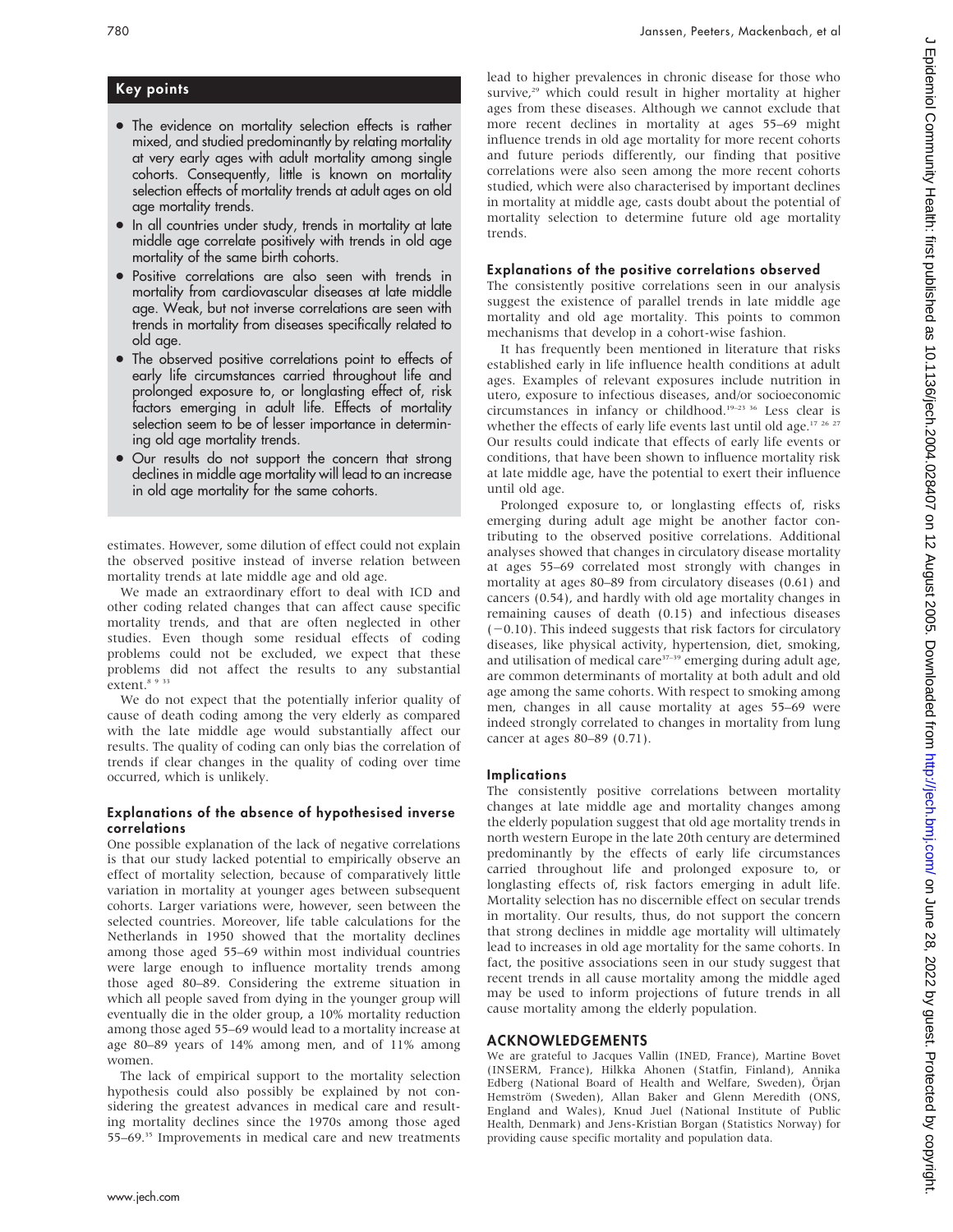## Key points

- The evidence on mortality selection effects is rather mixed, and studied predominantly by relating mortality at very early ages with adult mortality among single cohorts. Consequently, little is known on mortality selection effects of mortality trends at adult ages on old age mortality trends.
- In all countries under study, trends in mortality at late middle age correlate positively with trends in old age mortality of the same birth cohorts.
- Positive correlations are also seen with trends in mortality from cardiovascular diseases at late middle age. Weak, but not inverse correlations are seen with trends in mortality from diseases specifically related to old age.
- The observed positive correlations point to effects of early life circumstances carried throughout life and prolonged exposure to, or longlasting effect of, risk factors emerging in adult life. Effects of mortality selection seem to be of lesser importance in determining old age mortality trends.
- Our results do not support the concern that strong declines in middle age mortality will lead to an increase in old age mortality for the same cohorts.

estimates. However, some dilution of effect could not explain the observed positive instead of inverse relation between mortality trends at late middle age and old age.

We made an extraordinary effort to deal with ICD and other coding related changes that can affect cause specific mortality trends, and that are often neglected in other studies. Even though some residual effects of coding problems could not be excluded, we expect that these problems did not affect the results to any substantial extent.[8 9 33]

We do not expect that the potentially inferior quality of cause of death coding among the very elderly as compared with the late middle age would substantially affect our results. The quality of coding can only bias the correlation of trends if clear changes in the quality of coding over time occurred, which is unlikely.

### Explanations of the absence of hypothesised inverse correlations

One possible explanation of the lack of negative correlations is that our study lacked potential to empirically observe an effect of mortality selection, because of comparatively little variation in mortality at younger ages between subsequent cohorts. Larger variations were, however, seen between the selected countries. Moreover, life table calculations for the Netherlands in 1950 showed that the mortality declines among those aged 55–69 within most individual countries were large enough to influence mortality trends among those aged 80–89. Considering the extreme situation in which all people saved from dying in the younger group will eventually die in the older group, a 10% mortality reduction among those aged 55–69 would lead to a mortality increase at age 80–89 years of 14% among men, and of 11% among women.

The lack of empirical support to the mortality selection hypothesis could also possibly be explained by not considering the greatest advances in medical care and resulting mortality declines since the 1970s among those aged 55–69.[35] Improvements in medical care and new treatments lead to higher prevalences in chronic disease for those who survive,[29] which could result in higher mortality at higher ages from these diseases. Although we cannot exclude that more recent declines in mortality at ages 55–69 might influence trends in old age mortality for more recent cohorts and future periods differently, our finding that positive correlations were also seen among the more recent cohorts studied, which were also characterised by important declines in mortality at middle age, casts doubt about the potential of mortality selection to determine future old age mortality trends.

### Explanations of the positive correlations observed

The consistently positive correlations seen in our analysis suggest the existence of parallel trends in late middle age mortality and old age mortality. This points to common mechanisms that develop in a cohort-wise fashion.

It has frequently been mentioned in literature that risks established early in life influence health conditions at adult ages. Examples of relevant exposures include nutrition in utero, exposure to infectious diseases, and/or socioeconomic circumstances in infancy or childhood.[19–23 36] Less clear is whether the effects of early life events last until old age.[17 26 27] Our results could indicate that effects of early life events or conditions, that have been shown to influence mortality risk at late middle age, have the potential to exert their influence until old age.

Prolonged exposure to, or longlasting effects of, risks emerging during adult age might be another factor contributing to the observed positive correlations. Additional analyses showed that changes in circulatory disease mortality at ages 55–69 correlated most strongly with changes in mortality at ages 80–89 from circulatory diseases (0.61) and cancers (0.54), and hardly with old age mortality changes in remaining causes of death (0.15) and infectious diseases (−0.10). This indeed suggests that risk factors for circulatory diseases, like physical activity, hypertension, diet, smoking, and utilisation of medical care[37–39] emerging during adult age, are common determinants of mortality at both adult and old age among the same cohorts. With respect to smoking among men, changes in all cause mortality at ages 55–69 were indeed strongly correlated to changes in mortality from lung cancer at ages 80–89 (0.71).

### Implications

The consistently positive correlations between mortality changes at late middle age and mortality changes among the elderly population suggest that old age mortality trends in north western Europe in the late 20th century are determined predominantly by the effects of early life circumstances carried throughout life and prolonged exposure to, or longlasting effects of, risk factors emerging in adult life. Mortality selection has no discernible effect on secular trends in mortality. Our results, thus, do not support the concern that strong declines in middle age mortality will ultimately lead to increases in old age mortality for the same cohorts. In fact, the positive associations seen in our study suggest that recent trends in all cause mortality among the middle aged may be used to inform projections of future trends in all cause mortality among the elderly population.

## ACKNOWLEDGEMENTS

We are grateful to Jacques Vallin (INED, France), Martine Bovet (INSERM, France), Hilkka Ahonen (Statfin, Finland), Annika Edberg (National Board of Health and Welfare, Sweden), Örjan Hemström (Sweden), Allan Baker and Glenn Meredith (ONS, England and Wales), Knud Juel (National Institute of Public Health, Denmark) and Jens-Kristian Borgan (Statistics Norway) for providing cause specific mortality and population data.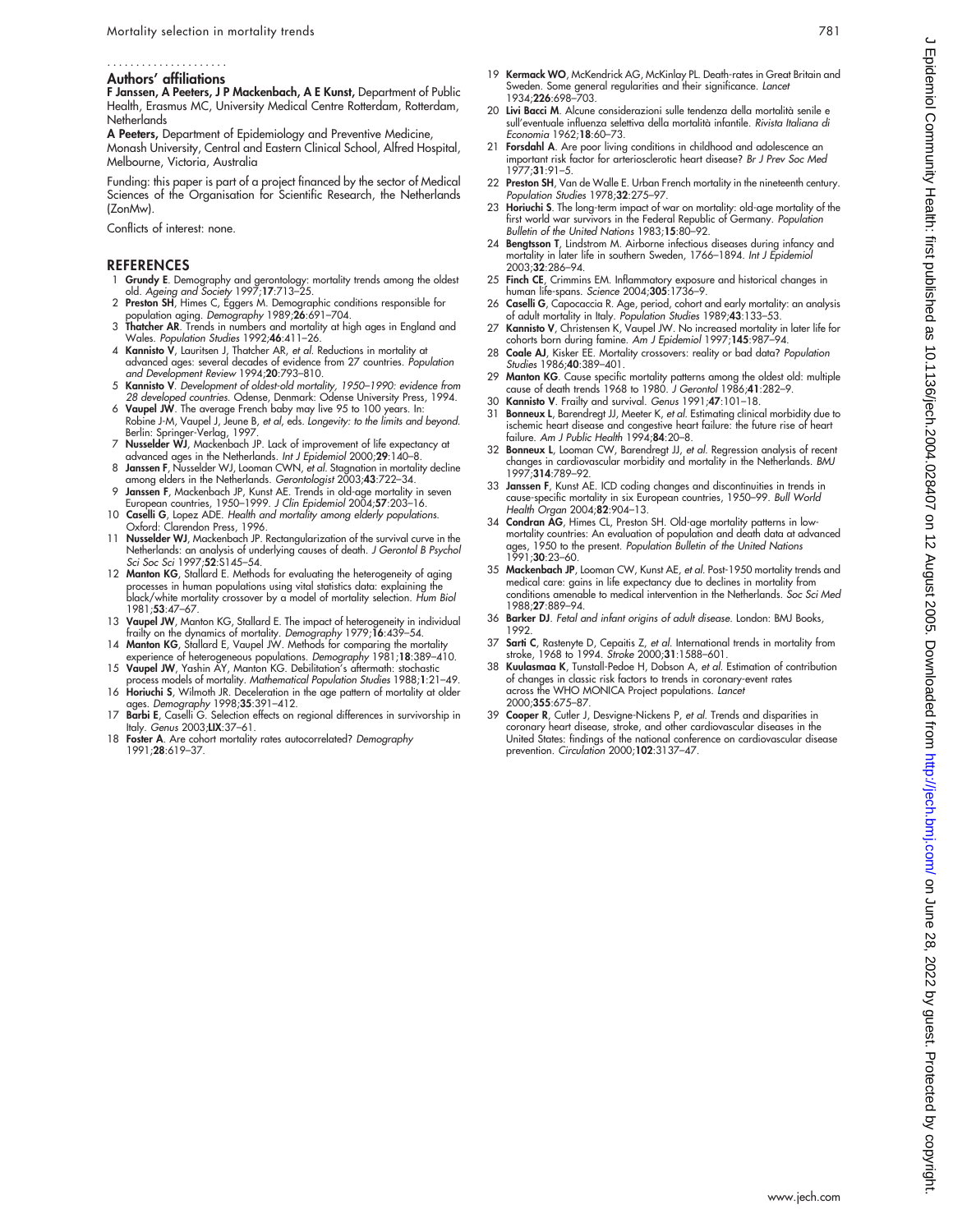### Authors' affiliations

**F Janssen, A Peeters, J P Mackenbach, A E Kunst,** Department of Public Health, Erasmus MC, University Medical Centre Rotterdam, Rotterdam, Netherlands

**A Peeters,** Department of Epidemiology and Preventive Medicine, Monash University, Central and Eastern Clinical School, Alfred Hospital, Melbourne, Victoria, Australia

Funding: this paper is part of a project financed by the sector of Medical Sciences of the Organisation for Scientific Research, the Netherlands (ZonMw).

Conflicts of interest: none.

## REFERENCES

1. **Grundy E**. Demography and gerontology: mortality trends among the oldest old. *Ageing and Society* 1997;**17**:713–25.
2. **Preston SH**, Himes C, Eggers M. Demographic conditions responsible for population aging. *Demography* 1989;**26**:691–704.
3. **Thatcher AR**. Trends in numbers and mortality at high ages in England and Wales. *Population Studies* 1992;**46**:411–26.
4. **Kannisto V**, Lauritsen J, Thatcher AR, *et al*. Reductions in mortality at advanced ages: several decades of evidence from 27 countries. *Population and Development Review* 1994;**20**:793–810.
5. **Kannisto V**. *Development of oldest-old mortality, 1950–1990: evidence from 28 developed countries*. Odense, Denmark: Odense University Press, 1994.
6. **Vaupel JW**. The average French baby may live 95 to 100 years. In: Robine J-M, Vaupel J, Jeune B, *et al*, eds. *Longevity: to the limits and beyond*. Berlin: Springer-Verlag, 1997.
7. **Nusselder WJ**, Mackenbach JP. Lack of improvement of life expectancy at advanced ages in the Netherlands. *Int J Epidemiol* 2000;**29**:140–8.
8. **Janssen F**, Nusselder WJ, Looman CWN, *et al*. Stagnation in mortality decline among elders in the Netherlands. *Gerontologist* 2003;**43**:722–34.
9. **Janssen F**, Mackenbach JP, Kunst AE. Trends in old-age mortality in seven European countries, 1950–1999. *J Clin Epidemiol* 2004;**57**:203–16.
10. **Caselli G**, Lopez ADE. *Health and mortality among elderly populations*. Oxford: Clarendon Press, 1996.
11. **Nusselder WJ**, Mackenbach JP. Rectangularization of the survival curve in the Netherlands: an analysis of underlying causes of death. *J Gerontol B Psychol Sci Soc Sci* 1997;**52**:S145–54.
12. **Manton KG**, Stallard E. Methods for evaluating the heterogeneity of aging processes in human populations using vital statistics data: explaining the black/white mortality crossover by a model of mortality selection. *Hum Biol* 1981;**53**:47–67.
13. **Vaupel JW**, Manton KG, Stallard E. The impact of heterogeneity in individual frailty on the dynamics of mortality. *Demography* 1979;**16**:439–54.
14. **Manton KG**, Stallard E, Vaupel JW. Methods for comparing the mortality experience of heterogeneous populations. *Demography* 1981;**18**:389–410.
15. **Vaupel JW**, Yashin AY, Manton KG. Debilitation's aftermath: stochastic process models of mortality. *Mathematical Population Studies* 1988;**1**:21–49.
16. **Horiuchi S**, Wilmoth JR. Deceleration in the age pattern of mortality at older ages. *Demography* 1998;**35**:391–412.
17. **Barbi E**, Caselli G. Selection effects on regional differences in survivorship in Italy. *Genus* 2003;**LIX**:37–61.
18. **Foster A**. Are cohort mortality rates autocorrelated? *Demography* 1991;**28**:619–37.
19. **Kermack WO**, McKendrick AG, McKinlay PL. Death-rates in Great Britain and Sweden. Some general regularities and their significance. *Lancet* 1934;**226**:698–703.
20. **Livi Bacci M**. Alcune considerazioni sulle tendenza della mortalità senile e sull'eventuale influenza selettiva della mortalità infantile. *Rivista Italiana di Economia* 1962;**18**:60–73.
21. **Forsdahl A**. Are poor living conditions in childhood and adolescence an important risk factor for arteriosclerotic heart disease? *Br J Prev Soc Med* 1977;**31**:91–5.
22. **Preston SH**, Van de Walle E. Urban French mortality in the nineteenth century. *Population Studies* 1978;**32**:275–97.
23. **Horiuchi S**. The long-term impact of war on mortality: old-age mortality of the first world war survivors in the Federal Republic of Germany. *Population Bulletin of the United Nations* 1983;**15**:80–92.
24. **Bengtsson T**, Lindstrom M. Airborne infectious diseases during infancy and mortality in later life in southern Sweden, 1766–1894. *Int J Epidemiol* 2003;**32**:286–94.
25. **Finch CE**, Crimmins EM. Inflammatory exposure and historical changes in human life-spans. *Science* 2004;**305**:1736–9.
26. **Caselli G**, Capocaccia R. Age, period, cohort and early mortality: an analysis of adult mortality in Italy. *Population Studies* 1989;**43**:133–53.
27. **Kannisto V**, Christensen K, Vaupel JW. No increased mortality in later life for cohorts born during famine. *Am J Epidemiol* 1997;**145**:987–94.
28. **Coale AJ**, Kisker EE. Mortality crossovers: reality or bad data? *Population Studies* 1986;**40**:389–401.
29. **Manton KG**. Cause specific mortality patterns among the oldest old: multiple cause of death trends 1968 to 1980. *J Gerontol* 1986;**41**:282–9.
30. **Kannisto V**. Frailty and survival. *Genus* 1991;**47**:101–18.
31. **Bonneux L**, Barendregt JJ, Meeter K, *et al*. Estimating clinical morbidity due to ischemic heart disease and congestive heart failure: the future rise of heart failure. *Am J Public Health* 1994;**84**:20–8.
32. **Bonneux L**, Looman CW, Barendregt JJ, *et al*. Regression analysis of recent changes in cardiovascular morbidity and mortality in the Netherlands. *BMJ* 1997;**314**:789–92.
33. **Janssen F**, Kunst AE. ICD coding changes and discontinuities in trends in cause-specific mortality in six European countries, 1950–99. *Bull World Health Organ* 2004;**82**:904–13.
34. **Condran AG**, Himes CL, Preston SH. Old-age mortality patterns in low-mortality countries: An evaluation of population and death data at advanced ages, 1950 to the present. *Population Bulletin of the United Nations* 1991;**30**:23–60.
35. **Mackenbach JP**, Looman CW, Kunst AE, *et al*. Post-1950 mortality trends and medical care: gains in life expectancy due to declines in mortality from conditions amenable to medical intervention in the Netherlands. *Soc Sci Med* 1988;**27**:889–94.
36. **Barker DJ**. *Fetal and infant origins of adult disease*. London: BMJ Books, 1992.
37. **Sarti C**, Rastenyte D, Cepaitis Z, *et al*. International trends in mortality from stroke, 1968 to 1994. *Stroke* 2000;**31**:1588–601.
38. **Kuulasmaa K**, Tunstall-Pedoe H, Dobson A, *et al*. Estimation of contribution of changes in classic risk factors to trends in coronary-event rates across the WHO MONICA Project populations. *Lancet* 2000;**355**:675–87.
39. **Cooper R**, Cutler J, Desvigne-Nickens P, *et al*. Trends and disparities in coronary heart disease, stroke, and other cardiovascular diseases in the United States: findings of the national conference on cardiovascular disease prevention. *Circulation* 2000;**102**:3137–47.